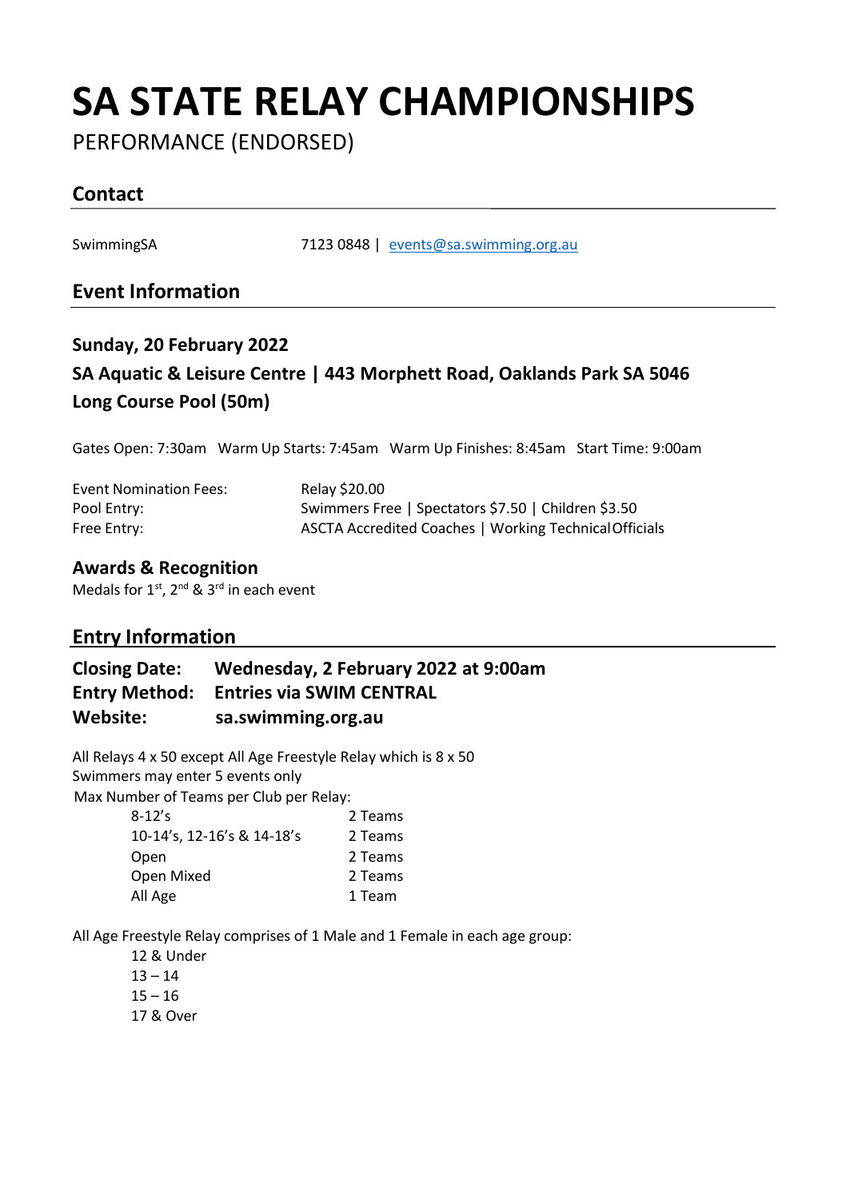# SA STATE RELAY CHAMPIONSHIPS

PERFORMANCE (ENDORSED)

## Contact

SwimmingSA 7123 0848 | events@sa.swimming.org.au

## Event Information

### Sunday, 20 February 2022

### SA Aquatic & Leisure Centre | 443 Morphett Road, Oaklands Park SA 5046

### Long Course Pool (50m)

Gates Open: 7:30am Warm Up Starts: 7:45am Warm Up Finishes: 8:45am Start Time: 9:00am

| | |
|---|---|
| Event Nomination Fees: | Relay $20.00 |
| Pool Entry: | Swimmers Free \| Spectators $7.50 \| Children $3.50 |
| Free Entry: | ASCTA Accredited Coaches \| Working Technical Officials |

### Awards & Recognition

Medals for 1st, 2nd & 3rd in each event

## Entry Information

**Closing Date: Wednesday, 2 February 2022 at 9:00am**
**Entry Method: Entries via SWIM CENTRAL**
**Website: sa.swimming.org.au**

All Relays 4 x 50 except All Age Freestyle Relay which is 8 x 50
Swimmers may enter 5 events only
Max Number of Teams per Club per Relay:

| | |
|---|---|
| 8-12's | 2 Teams |
| 10-14's, 12-16's & 14-18's | 2 Teams |
| Open | 2 Teams |
| Open Mixed | 2 Teams |
| All Age | 1 Team |

All Age Freestyle Relay comprises of 1 Male and 1 Female in each age group:

- 12 & Under
- 13 – 14
- 15 – 16
- 17 & Over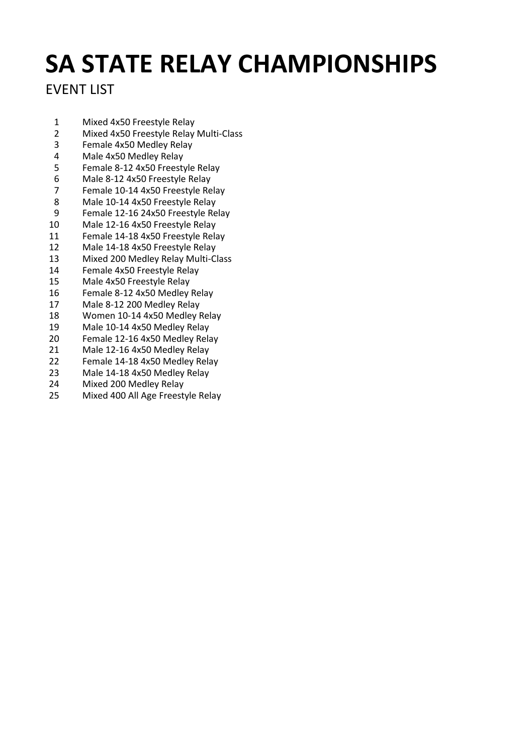# SA STATE RELAY CHAMPIONSHIPS

EVENT LIST

| | |
|---|---|
| 1 | Mixed 4x50 Freestyle Relay |
| 2 | Mixed 4x50 Freestyle Relay Multi-Class |
| 3 | Female 4x50 Medley Relay |
| 4 | Male 4x50 Medley Relay |
| 5 | Female 8-12 4x50 Freestyle Relay |
| 6 | Male 8-12 4x50 Freestyle Relay |
| 7 | Female 10-14 4x50 Freestyle Relay |
| 8 | Male 10-14 4x50 Freestyle Relay |
| 9 | Female 12-16 24x50 Freestyle Relay |
| 10 | Male 12-16 4x50 Freestyle Relay |
| 11 | Female 14-18 4x50 Freestyle Relay |
| 12 | Male 14-18 4x50 Freestyle Relay |
| 13 | Mixed 200 Medley Relay Multi-Class |
| 14 | Female 4x50 Freestyle Relay |
| 15 | Male 4x50 Freestyle Relay |
| 16 | Female 8-12 4x50 Medley Relay |
| 17 | Male 8-12 200 Medley Relay |
| 18 | Women 10-14 4x50 Medley Relay |
| 19 | Male 10-14 4x50 Medley Relay |
| 20 | Female 12-16 4x50 Medley Relay |
| 21 | Male 12-16 4x50 Medley Relay |
| 22 | Female 14-18 4x50 Medley Relay |
| 23 | Male 14-18 4x50 Medley Relay |
| 24 | Mixed 200 Medley Relay |
| 25 | Mixed 400 All Age Freestyle Relay |